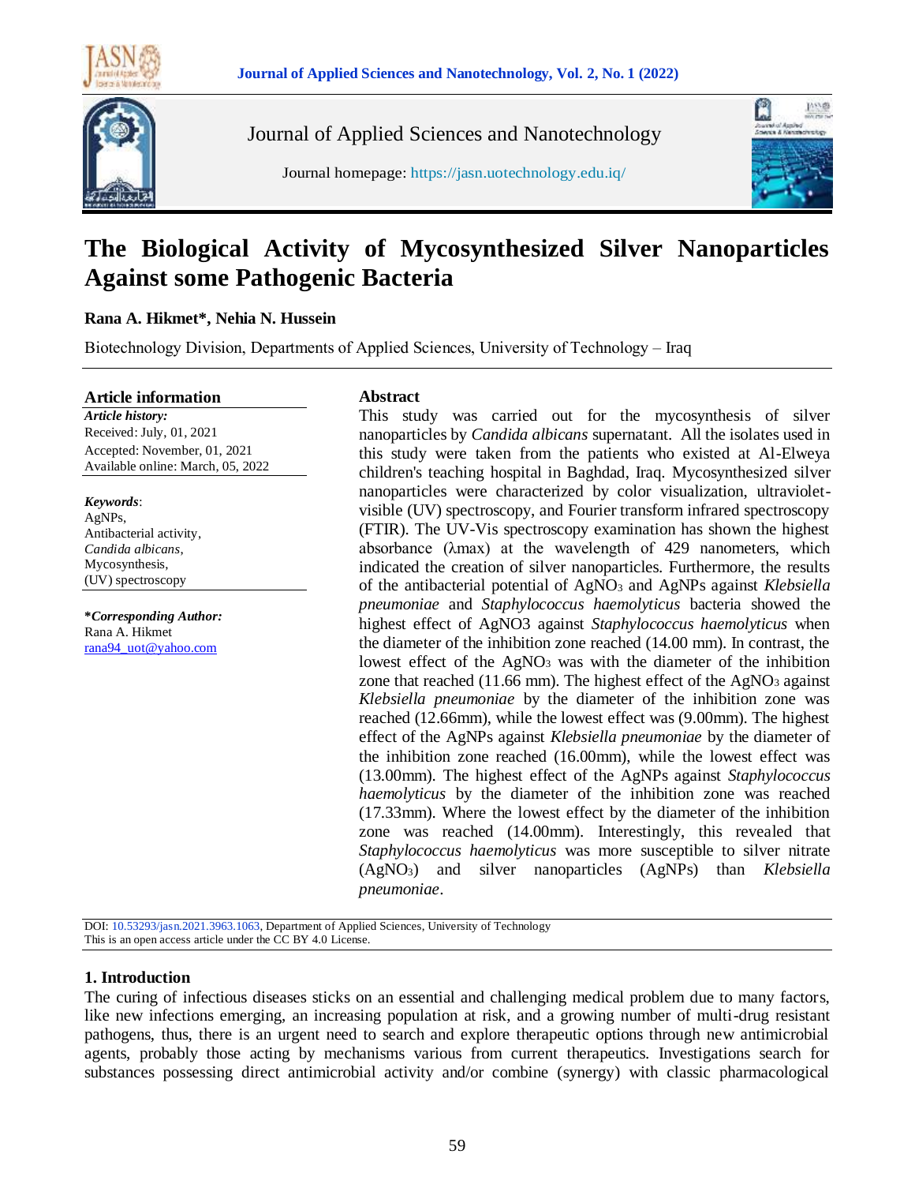Journal of Applied Sciences and Nanotechnology

Journal homepage: https://jasn.uotechnology.edu.iq/

# The Biological Activity of Mycosynthesized Silver Nanoparticles Against some Pathogenic Bacteria

**Rana A. Hikmet\*, Nehia N. Hussein**

Biotechnology Division, Departments of Applied Sciences, University of Technology – Iraq

## Article information

***Article history:***

Received: July, 01, 2021

Accepted: November, 01, 2021

Available online: March, 05, 2022

***Keywords***:

AgNPs,

Antibacterial activity,

*Candida albicans*,

Mycosynthesis,

(UV) spectroscopy

***\*Corresponding Author:***

Rana A. Hikmet

rana94_uot@yahoo.com

## Abstract

This study was carried out for the mycosynthesis of silver nanoparticles by *Candida albicans* supernatant. All the isolates used in this study were taken from the patients who existed at Al-Elweya children's teaching hospital in Baghdad, Iraq. Mycosynthesized silver nanoparticles were characterized by color visualization, ultraviolet-visible (UV) spectroscopy, and Fourier transform infrared spectroscopy (FTIR). The UV-Vis spectroscopy examination has shown the highest absorbance (λmax) at the wavelength of 429 nanometers, which indicated the creation of silver nanoparticles. Furthermore, the results of the antibacterial potential of $AgNO_3$ and AgNPs against *Klebsiella pneumoniae* and *Staphylococcus haemolyticus* bacteria showed the highest effect of AgNO3 against *Staphylococcus haemolyticus* when the diameter of the inhibition zone reached (14.00 mm). In contrast, the lowest effect of the $AgNO_3$ was with the diameter of the inhibition zone that reached (11.66 mm). The highest effect of the $AgNO_3$ against *Klebsiella pneumoniae* by the diameter of the inhibition zone was reached (12.66mm), while the lowest effect was (9.00mm). The highest effect of the AgNPs against *Klebsiella pneumoniae* by the diameter of the inhibition zone reached (16.00mm), while the lowest effect was (13.00mm). The highest effect of the AgNPs against *Staphylococcus haemolyticus* by the diameter of the inhibition zone was reached (17.33mm). Where the lowest effect by the diameter of the inhibition zone was reached (14.00mm). Interestingly, this revealed that *Staphylococcus haemolyticus* was more susceptible to silver nitrate ($AgNO_3$) and silver nanoparticles (AgNPs) than *Klebsiella pneumoniae*.

DOI: 10.53293/jasn.2021.3963.1063, Department of Applied Sciences, University of Technology
This is an open access article under the CC BY 4.0 License.

## 1. Introduction

The curing of infectious diseases sticks on an essential and challenging medical problem due to many factors, like new infections emerging, an increasing population at risk, and a growing number of multi-drug resistant pathogens, thus, there is an urgent need to search and explore therapeutic options through new antimicrobial agents, probably those acting by mechanisms various from current therapeutics. Investigations search for substances possessing direct antimicrobial activity and/or combine (synergy) with classic pharmacological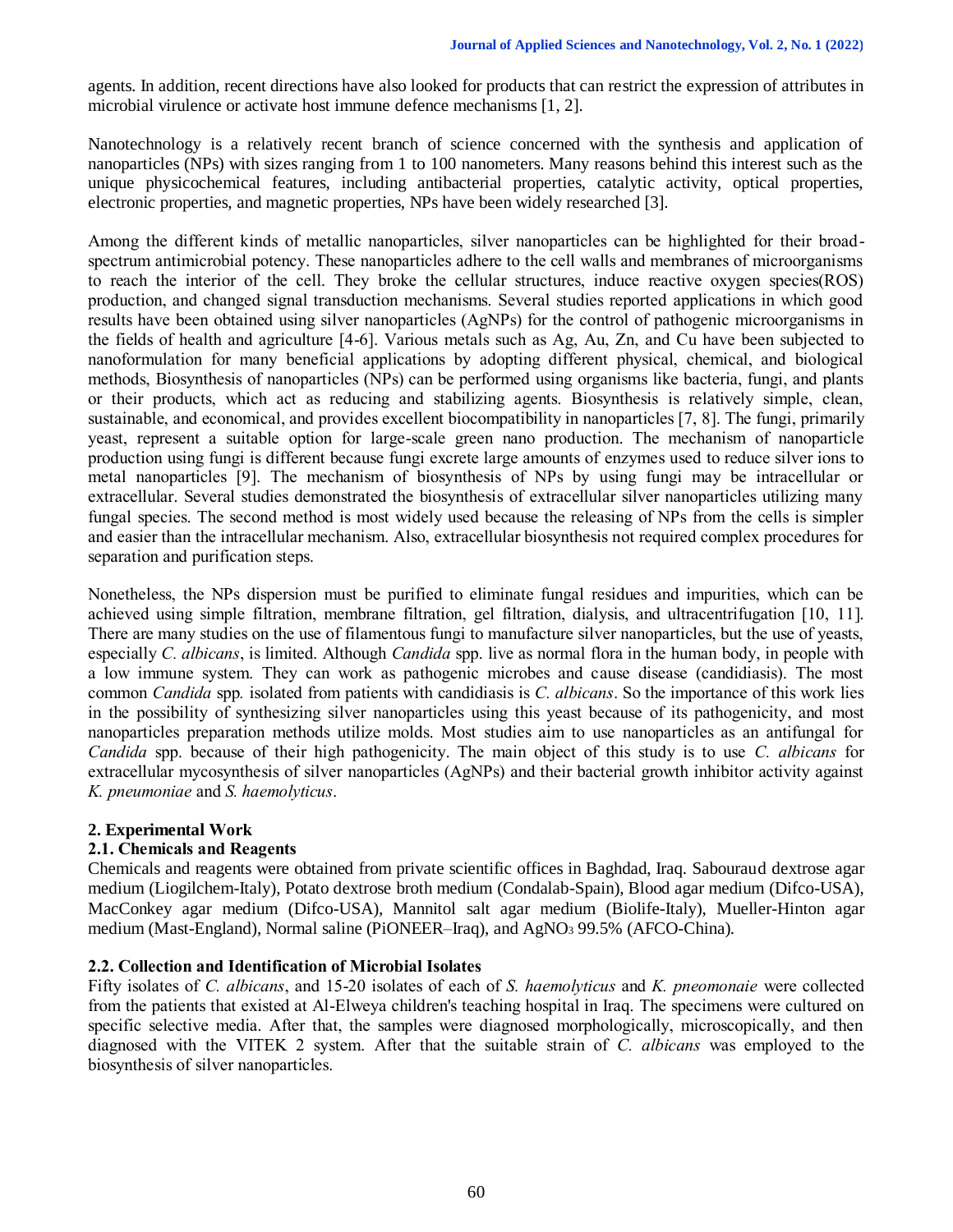agents. In addition, recent directions have also looked for products that can restrict the expression of attributes in microbial virulence or activate host immune defence mechanisms [1, 2].

Nanotechnology is a relatively recent branch of science concerned with the synthesis and application of nanoparticles (NPs) with sizes ranging from 1 to 100 nanometers. Many reasons behind this interest such as the unique physicochemical features, including antibacterial properties, catalytic activity, optical properties, electronic properties, and magnetic properties, NPs have been widely researched [3].

Among the different kinds of metallic nanoparticles, silver nanoparticles can be highlighted for their broad-spectrum antimicrobial potency. These nanoparticles adhere to the cell walls and membranes of microorganisms to reach the interior of the cell. They broke the cellular structures, induce reactive oxygen species(ROS) production, and changed signal transduction mechanisms. Several studies reported applications in which good results have been obtained using silver nanoparticles (AgNPs) for the control of pathogenic microorganisms in the fields of health and agriculture [4-6]. Various metals such as Ag, Au, Zn, and Cu have been subjected to nanoformulation for many beneficial applications by adopting different physical, chemical, and biological methods, Biosynthesis of nanoparticles (NPs) can be performed using organisms like bacteria, fungi, and plants or their products, which act as reducing and stabilizing agents. Biosynthesis is relatively simple, clean, sustainable, and economical, and provides excellent biocompatibility in nanoparticles [7, 8]. The fungi, primarily yeast, represent a suitable option for large-scale green nano production. The mechanism of nanoparticle production using fungi is different because fungi excrete large amounts of enzymes used to reduce silver ions to metal nanoparticles [9]. The mechanism of biosynthesis of NPs by using fungi may be intracellular or extracellular. Several studies demonstrated the biosynthesis of extracellular silver nanoparticles utilizing many fungal species. The second method is most widely used because the releasing of NPs from the cells is simpler and easier than the intracellular mechanism. Also, extracellular biosynthesis not required complex procedures for separation and purification steps.

Nonetheless, the NPs dispersion must be purified to eliminate fungal residues and impurities, which can be achieved using simple filtration, membrane filtration, gel filtration, dialysis, and ultracentrifugation [10, 11]. There are many studies on the use of filamentous fungi to manufacture silver nanoparticles, but the use of yeasts, especially *C. albicans*, is limited. Although *Candida* spp. live as normal flora in the human body, in people with a low immune system. They can work as pathogenic microbes and cause disease (candidiasis). The most common *Candida* spp. isolated from patients with candidiasis is *C. albicans*. So the importance of this work lies in the possibility of synthesizing silver nanoparticles using this yeast because of its pathogenicity, and most nanoparticles preparation methods utilize molds. Most studies aim to use nanoparticles as an antifungal for *Candida* spp. because of their high pathogenicity. The main object of this study is to use *C. albicans* for extracellular mycosynthesis of silver nanoparticles (AgNPs) and their bacterial growth inhibitor activity against *K. pneumoniae* and *S. haemolyticus*.

## 2. Experimental Work

### 2.1. Chemicals and Reagents

Chemicals and reagents were obtained from private scientific offices in Baghdad, Iraq. Sabouraud dextrose agar medium (Liogilchem-Italy), Potato dextrose broth medium (Condalab-Spain), Blood agar medium (Difco-USA), MacConkey agar medium (Difco-USA), Mannitol salt agar medium (Biolife-Italy), Mueller-Hinton agar medium (Mast-England), Normal saline (PiONEER–Iraq), and $AgNO_3$ 99.5% (AFCO-China).

### 2.2. Collection and Identification of Microbial Isolates

Fifty isolates of *C. albicans*, and 15-20 isolates of each of *S. haemolyticus* and *K. pneomonaie* were collected from the patients that existed at Al-Elweya children's teaching hospital in Iraq. The specimens were cultured on specific selective media. After that, the samples were diagnosed morphologically, microscopically, and then diagnosed with the VITEK 2 system. After that the suitable strain of *C. albicans* was employed to the biosynthesis of silver nanoparticles.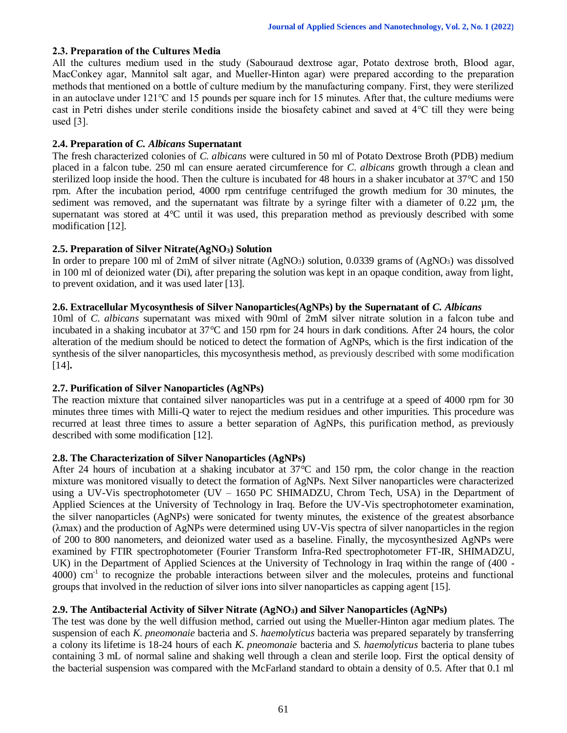### 2.3. Preparation of the Cultures Media

All the cultures medium used in the study (Sabouraud dextrose agar, Potato dextrose broth, Blood agar, MacConkey agar, Mannitol salt agar, and Mueller-Hinton agar) were prepared according to the preparation methods that mentioned on a bottle of culture medium by the manufacturing company. First, they were sterilized in an autoclave under 121°C and 15 pounds per square inch for 15 minutes. After that, the culture mediums were cast in Petri dishes under sterile conditions inside the biosafety cabinet and saved at 4°C till they were being used [3].

### 2.4. Preparation of *C. Albicans* Supernatant

The fresh characterized colonies of *C. albicans* were cultured in 50 ml of Potato Dextrose Broth (PDB) medium placed in a falcon tube. 250 ml can ensure aerated circumference for *C. albicans* growth through a clean and sterilized loop inside the hood. Then the culture is incubated for 48 hours in a shaker incubator at 37°C and 150 rpm. After the incubation period, 4000 rpm centrifuge centrifuged the growth medium for 30 minutes, the sediment was removed, and the supernatant was filtrate by a syringe filter with a diameter of 0.22 µm, the supernatant was stored at 4°C until it was used, this preparation method as previously described with some modification [12].

### 2.5. Preparation of Silver Nitrate($AgNO_3$) Solution

In order to prepare 100 ml of 2mM of silver nitrate ($AgNO_3$) solution, 0.0339 grams of ($AgNO_3$) was dissolved in 100 ml of deionized water (Di), after preparing the solution was kept in an opaque condition, away from light, to prevent oxidation, and it was used later [13].

### 2.6. Extracellular Mycosynthesis of Silver Nanoparticles(AgNPs) by the Supernatant of *C. Albicans*

10ml of *C. albicans* supernatant was mixed with 90ml of 2mM silver nitrate solution in a falcon tube and incubated in a shaking incubator at 37°C and 150 rpm for 24 hours in dark conditions. After 24 hours, the color alteration of the medium should be noticed to detect the formation of AgNPs, which is the first indication of the synthesis of the silver nanoparticles, this mycosynthesis method, as previously described with some modification [14]**.**

### 2.7. Purification of Silver Nanoparticles (AgNPs)

The reaction mixture that contained silver nanoparticles was put in a centrifuge at a speed of 4000 rpm for 30 minutes three times with Milli-Q water to reject the medium residues and other impurities. This procedure was recurred at least three times to assure a better separation of AgNPs, this purification method, as previously described with some modification [12].

### 2.8. The Characterization of Silver Nanoparticles (AgNPs)

After 24 hours of incubation at a shaking incubator at 37°C and 150 rpm, the color change in the reaction mixture was monitored visually to detect the formation of AgNPs. Next Silver nanoparticles were characterized using a UV-Vis spectrophotometer (UV – 1650 PC SHIMADZU, Chrom Tech, USA) in the Department of Applied Sciences at the University of Technology in Iraq. Before the UV-Vis spectrophotometer examination, the silver nanoparticles (AgNPs) were sonicated for twenty minutes, the existence of the greatest absorbance ($\lambda$max) and the production of AgNPs were determined using UV-Vis spectra of silver nanoparticles in the region of 200 to 800 nanometers, and deionized water used as a baseline. Finally, the mycosynthesized AgNPs were examined by FTIR spectrophotometer (Fourier Transform Infra-Red spectrophotometer FT-IR, SHIMADZU, UK) in the Department of Applied Sciences at the University of Technology in Iraq within the range of (400 - 4000) $cm^{-1}$ to recognize the probable interactions between silver and the molecules, proteins and functional groups that involved in the reduction of silver ions into silver nanoparticles as capping agent [15].

### 2.9. The Antibacterial Activity of Silver Nitrate ($AgNO_3$) and Silver Nanoparticles (AgNPs)

The test was done by the well diffusion method, carried out using the Mueller-Hinton agar medium plates. The suspension of each *K. pneomonaie* bacteria and *S. haemolyticus* bacteria was prepared separately by transferring a colony its lifetime is 18-24 hours of each *K. pneomonaie* bacteria and *S. haemolyticus* bacteria to plane tubes containing 3 mL of normal saline and shaking well through a clean and sterile loop. First the optical density of the bacterial suspension was compared with the McFarland standard to obtain a density of 0.5. After that 0.1 ml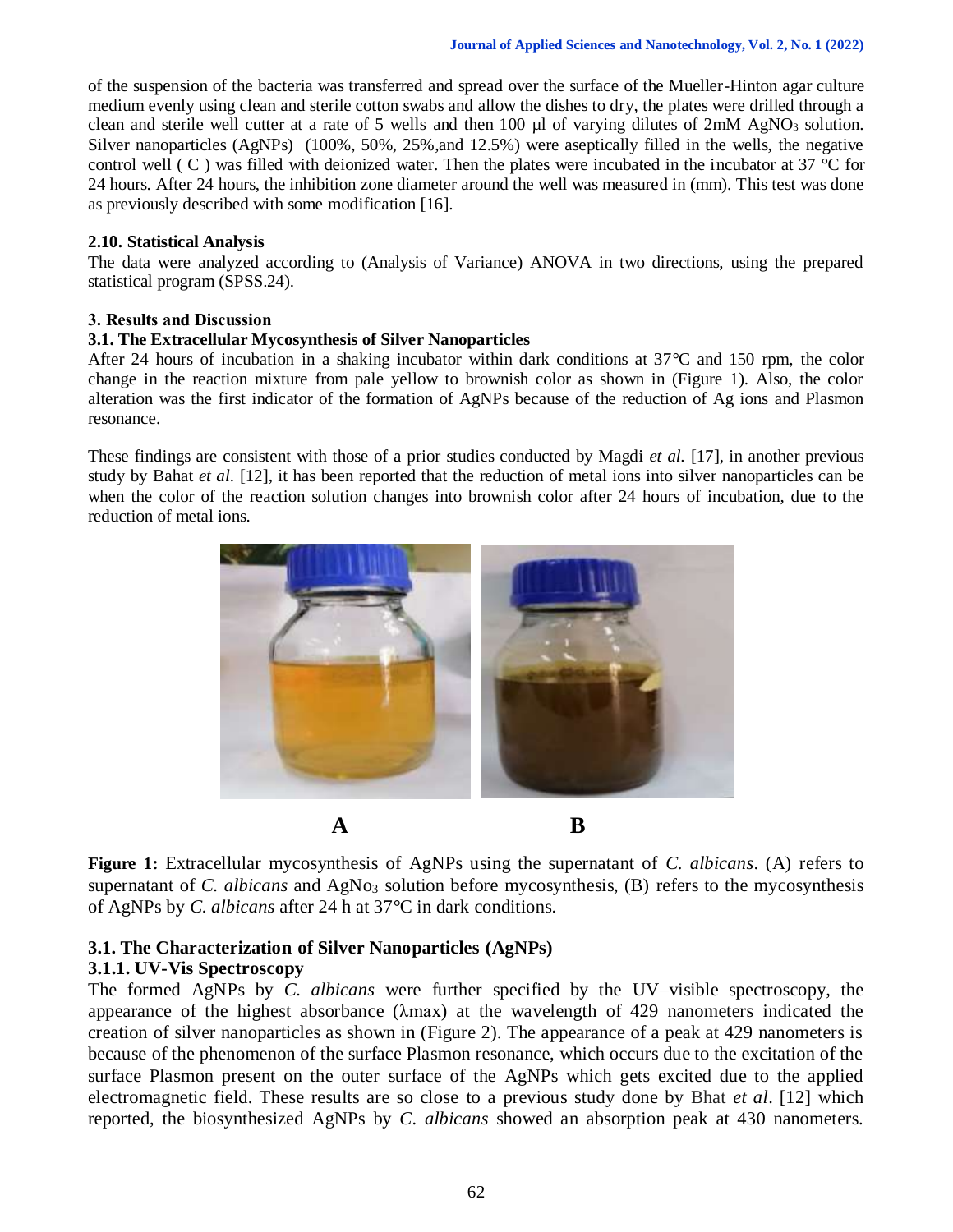of the suspension of the bacteria was transferred and spread over the surface of the Mueller-Hinton agar culture medium evenly using clean and sterile cotton swabs and allow the dishes to dry, the plates were drilled through a clean and sterile well cutter at a rate of 5 wells and then 100 µl of varying dilutes of 2mM $AgNO_3$ solution. Silver nanoparticles (AgNPs) (100%, 50%, 25%,and 12.5%) were aseptically filled in the wells, the negative control well ( C ) was filled with deionized water. Then the plates were incubated in the incubator at 37 °C for 24 hours. After 24 hours, the inhibition zone diameter around the well was measured in (mm). This test was done as previously described with some modification [16].

### 2.10. Statistical Analysis

The data were analyzed according to (Analysis of Variance) ANOVA in two directions, using the prepared statistical program (SPSS.24).

## 3. Results and Discussion

### 3.1. The Extracellular Mycosynthesis of Silver Nanoparticles

After 24 hours of incubation in a shaking incubator within dark conditions at 37°C and 150 rpm, the color change in the reaction mixture from pale yellow to brownish color as shown in (Figure 1). Also, the color alteration was the first indicator of the formation of AgNPs because of the reduction of Ag ions and Plasmon resonance.

These findings are consistent with those of a prior studies conducted by Magdi *et al.* [17], in another previous study by Bahat *et al.* [12], it has been reported that the reduction of metal ions into silver nanoparticles can be when the color of the reaction solution changes into brownish color after 24 hours of incubation, due to the reduction of metal ions.

A B

**Figure 1:** Extracellular mycosynthesis of AgNPs using the supernatant of *C. albicans*. (A) refers to supernatant of *C. albicans* and $AgNo_3$ solution before mycosynthesis, (B) refers to the mycosynthesis of AgNPs by *C. albicans* after 24 h at 37°C in dark conditions.

### 3.1. The Characterization of Silver Nanoparticles (AgNPs)

#### 3.1.1. UV-Vis Spectroscopy

The formed AgNPs by *C. albicans* were further specified by the UV–visible spectroscopy, the appearance of the highest absorbance ($\lambda$max) at the wavelength of 429 nanometers indicated the creation of silver nanoparticles as shown in (Figure 2). The appearance of a peak at 429 nanometers is because of the phenomenon of the surface Plasmon resonance, which occurs due to the excitation of the surface Plasmon present on the outer surface of the AgNPs which gets excited due to the applied electromagnetic field. These results are so close to a previous study done by Bhat *et al*. [12] which reported, the biosynthesized AgNPs by *C. albicans* showed an absorption peak at 430 nanometers.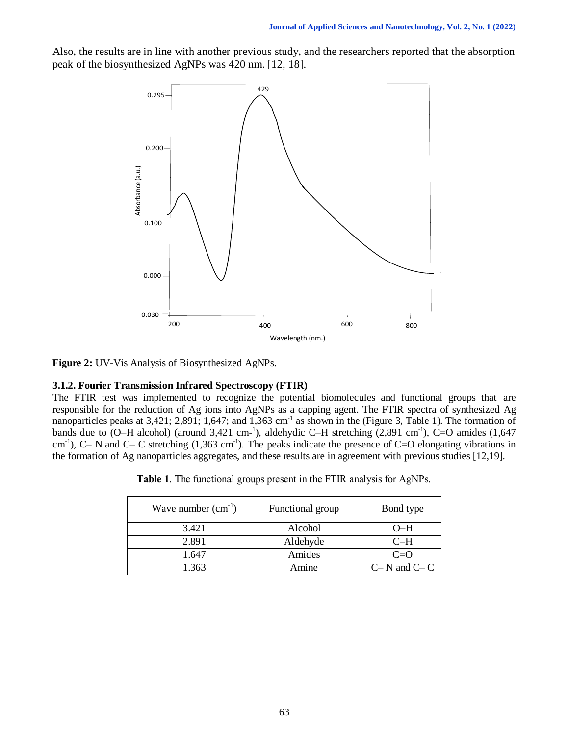Also, the results are in line with another previous study, and the researchers reported that the absorption peak of the biosynthesized AgNPs was 420 nm. [12, 18].

429

0.295

0.200

Absorbance (a.u.)

0.100

0.000

-0.030

200

400

600

800

Wavelength (nm.)

**Figure 2:** UV-Vis Analysis of Biosynthesized AgNPs.

### 3.1.2. Fourier Transmission Infrared Spectroscopy (FTIR)

The FTIR test was implemented to recognize the potential biomolecules and functional groups that are responsible for the reduction of Ag ions into AgNPs as a capping agent. The FTIR spectra of synthesized Ag nanoparticles peaks at 3,421; 2,891; 1,647; and 1,363 $cm^{-1}$ as shown in the (Figure 3, Table 1). The formation of bands due to (O–H alcohol) (around 3,421 cm-$^{1}$), aldehydic C–H stretching (2,891 $cm^{-1}$), C=O amides (1,647 $cm^{-1}$), C– N and C– C stretching (1,363 $cm^{-1}$). The peaks indicate the presence of C=O elongating vibrations in the formation of Ag nanoparticles aggregates, and these results are in agreement with previous studies [12,19].

**Table 1**. The functional groups present in the FTIR analysis for AgNPs.

| Wave number ($cm^{-1}$) | Functional group | Bond type |
|---|---|---|
| 3.421 | Alcohol | O–H |
| 2.891 | Aldehyde | C–H |
| 1.647 | Amides | C=O |
| 1.363 | Amine | C– N and C– C |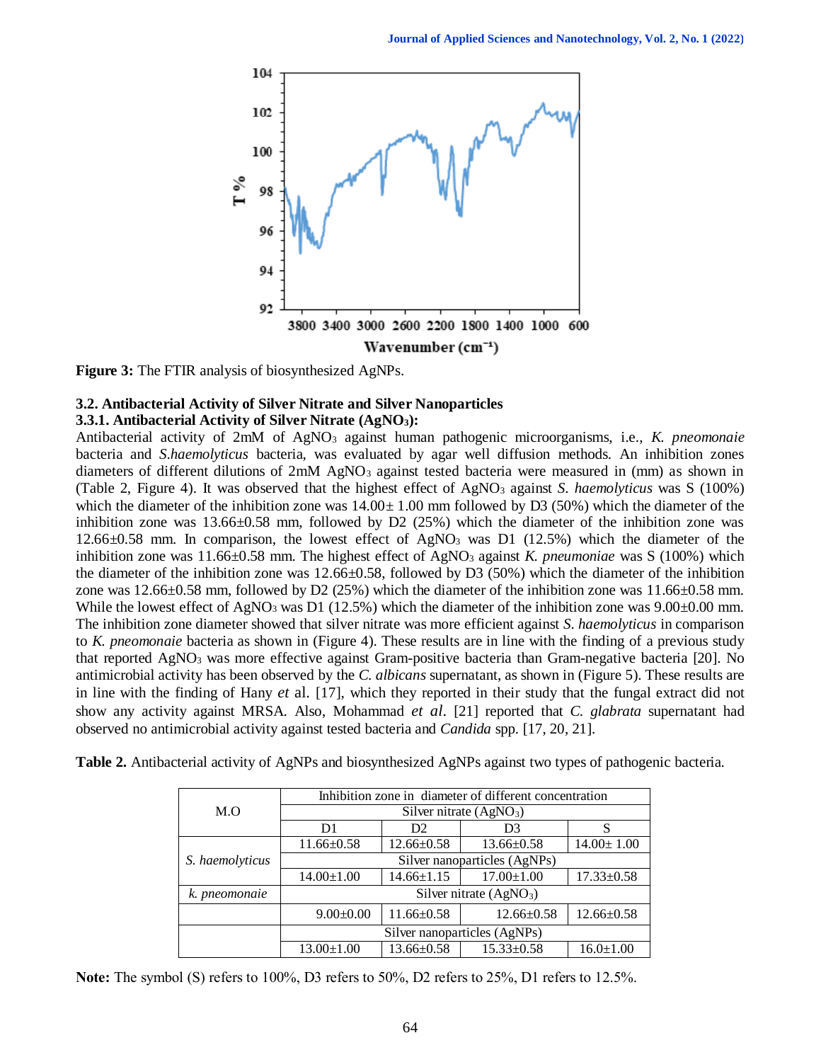104
102
100
98
96
94
92

T %

3800 3400 3000 2600 2200 1800 1400 1000 600

Wavenumber (cm⁻¹)

**Figure 3:** The FTIR analysis of biosynthesized AgNPs.

### 3.2. Antibacterial Activity of Silver Nitrate and Silver Nanoparticles

#### 3.3.1. Antibacterial Activity of Silver Nitrate ($AgNO_3$):

Antibacterial activity of 2mM of $AgNO_3$ against human pathogenic microorganisms, i.e., *K. pneomonaie* bacteria and *S.haemolyticus* bacteria, was evaluated by agar well diffusion methods. An inhibition zones diameters of different dilutions of 2mM $AgNO_3$ against tested bacteria were measured in (mm) as shown in (Table 2, Figure 4). It was observed that the highest effect of $AgNO_3$ against *S. haemolyticus* was S (100%) which the diameter of the inhibition zone was 14.00± 1.00 mm followed by D3 (50%) which the diameter of the inhibition zone was 13.66±0.58 mm, followed by D2 (25%) which the diameter of the inhibition zone was 12.66±0.58 mm. In comparison, the lowest effect of $AgNO_3$ was D1 (12.5%) which the diameter of the inhibition zone was 11.66±0.58 mm. The highest effect of $AgNO_3$ against *K. pneumoniae* was S (100%) which the diameter of the inhibition zone was 12.66±0.58, followed by D3 (50%) which the diameter of the inhibition zone was 12.66±0.58 mm, followed by D2 (25%) which the diameter of the inhibition zone was 11.66±0.58 mm. While the lowest effect of $AgNO_3$ was D1 (12.5%) which the diameter of the inhibition zone was 9.00±0.00 mm. The inhibition zone diameter showed that silver nitrate was more efficient against *S. haemolyticus* in comparison to *K. pneomonaie* bacteria as shown in (Figure 4). These results are in line with the finding of a previous study that reported $AgNO_3$ was more effective against Gram-positive bacteria than Gram-negative bacteria [20]. No antimicrobial activity has been observed by the *C. albicans* supernatant, as shown in (Figure 5). These results are in line with the finding of Hany *et* al. [17], which they reported in their study that the fungal extract did not show any activity against MRSA. Also, Mohammad *et al*. [21] reported that *C. glabrata* supernatant had observed no antimicrobial activity against tested bacteria and *Candida* spp. [17, 20, 21].

**Table 2.** Antibacterial activity of AgNPs and biosynthesized AgNPs against two types of pathogenic bacteria.

| M.O | Inhibition zone in diameter of different concentration | | | |
|---|---|---|---|---|
| | Silver nitrate ($AgNO_3$) | | | |
| | D1 | D2 | D3 | S |
| *S. haemolyticus* | 11.66±0.58 | 12.66±0.58 | 13.66±0.58 | 14.00± 1.00 |
| | Silver nanoparticles (AgNPs) | | | |
| | 14.00±1.00 | 14.66±1.15 | 17.00±1.00 | 17.33±0.58 |
| *k. pneomonaie* | Silver nitrate ($AgNO_3$) | | | |
| | 9.00±0.00 | 11.66±0.58 | 12.66±0.58 | 12.66±0.58 |
| | Silver nanoparticles (AgNPs) | | | |
| | 13.00±1.00 | 13.66±0.58 | 15.33±0.58 | 16.0±1.00 |

**Note:** The symbol (S) refers to 100%, D3 refers to 50%, D2 refers to 25%, D1 refers to 12.5%.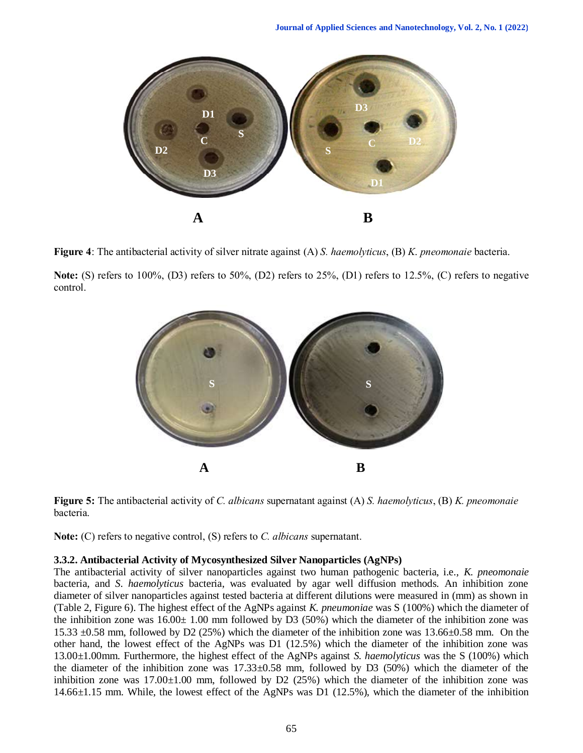A

B

**Figure 4**: The antibacterial activity of silver nitrate against (A) *S. haemolyticus*, (B) *K. pneomonaie* bacteria.

**Note:** (S) refers to 100%, (D3) refers to 50%, (D2) refers to 25%, (D1) refers to 12.5%, (C) refers to negative control.

A

B

**Figure 5:** The antibacterial activity of *C. albicans* supernatant against (A) *S. haemolyticus*, (B) *K. pneomonaie* bacteria.

**Note:** (C) refers to negative control, (S) refers to *C. albicans* supernatant.

### 3.3.2. Antibacterial Activity of Mycosynthesized Silver Nanoparticles (AgNPs)

The antibacterial activity of silver nanoparticles against two human pathogenic bacteria, i.e., *K. pneomonaie* bacteria, and *S. haemolyticus* bacteria, was evaluated by agar well diffusion methods. An inhibition zone diameter of silver nanoparticles against tested bacteria at different dilutions were measured in (mm) as shown in (Table 2, Figure 6). The highest effect of the AgNPs against *K. pneumoniae* was S (100%) which the diameter of the inhibition zone was 16.00± 1.00 mm followed by D3 (50%) which the diameter of the inhibition zone was 15.33 ±0.58 mm, followed by D2 (25%) which the diameter of the inhibition zone was 13.66±0.58 mm. On the other hand, the lowest effect of the AgNPs was D1 (12.5%) which the diameter of the inhibition zone was 13.00±1.00mm. Furthermore, the highest effect of the AgNPs against *S. haemolyticus* was the S (100%) which the diameter of the inhibition zone was 17.33±0.58 mm, followed by D3 (50%) which the diameter of the inhibition zone was 17.00±1.00 mm, followed by D2 (25%) which the diameter of the inhibition zone was 14.66±1.15 mm. While, the lowest effect of the AgNPs was D1 (12.5%), which the diameter of the inhibition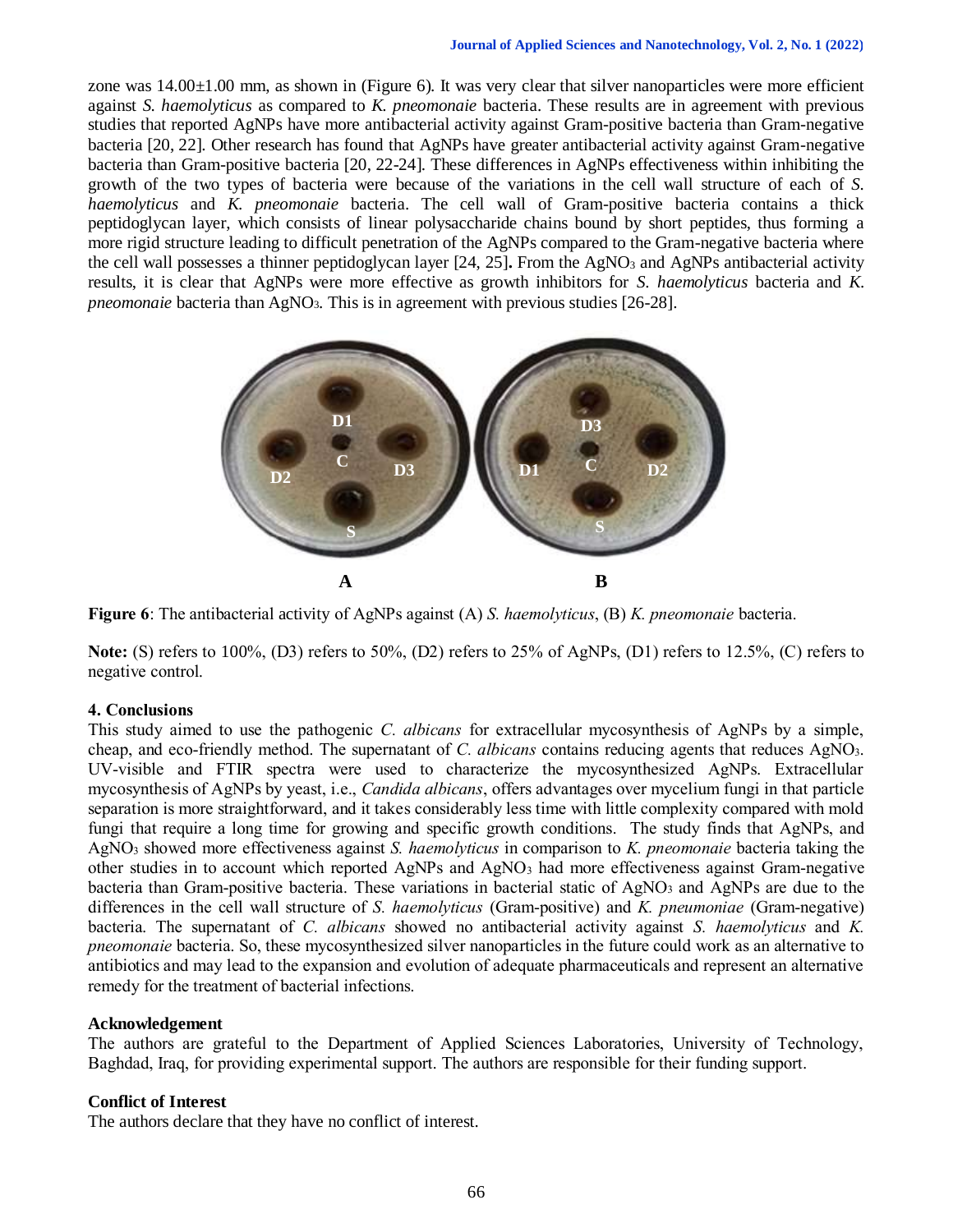zone was 14.00±1.00 mm, as shown in (Figure 6). It was very clear that silver nanoparticles were more efficient against *S. haemolyticus* as compared to *K. pneomonaie* bacteria. These results are in agreement with previous studies that reported AgNPs have more antibacterial activity against Gram-positive bacteria than Gram-negative bacteria [20, 22]. Other research has found that AgNPs have greater antibacterial activity against Gram-negative bacteria than Gram-positive bacteria [20, 22-24]. These differences in AgNPs effectiveness within inhibiting the growth of the two types of bacteria were because of the variations in the cell wall structure of each of *S. haemolyticus* and *K. pneomonaie* bacteria. The cell wall of Gram-positive bacteria contains a thick peptidoglycan layer, which consists of linear polysaccharide chains bound by short peptides, thus forming a more rigid structure leading to difficult penetration of the AgNPs compared to the Gram-negative bacteria where the cell wall possesses a thinner peptidoglycan layer [24, 25]**.** From the $AgNO_3$ and AgNPs antibacterial activity results, it is clear that AgNPs were more effective as growth inhibitors for *S. haemolyticus* bacteria and *K. pneomonaie* bacteria than $AgNO_3$. This is in agreement with previous studies [26-28].

D1
C
D2
D3
S
A

D3
D1
C
D2
S
B

**Figure 6**: The antibacterial activity of AgNPs against (A) *S. haemolyticus*, (B) *K. pneomonaie* bacteria.

**Note:** (S) refers to 100%, (D3) refers to 50%, (D2) refers to 25% of AgNPs, (D1) refers to 12.5%, (C) refers to negative control.

## 4. Conclusions

This study aimed to use the pathogenic *C. albicans* for extracellular mycosynthesis of AgNPs by a simple, cheap, and eco-friendly method. The supernatant of *C. albicans* contains reducing agents that reduces $AgNO_3$. UV-visible and FTIR spectra were used to characterize the mycosynthesized AgNPs. Extracellular mycosynthesis of AgNPs by yeast, i.e., *Candida albicans*, offers advantages over mycelium fungi in that particle separation is more straightforward, and it takes considerably less time with little complexity compared with mold fungi that require a long time for growing and specific growth conditions. The study finds that AgNPs, and $AgNO_3$ showed more effectiveness against *S. haemolyticus* in comparison to *K. pneomonaie* bacteria taking the other studies in to account which reported AgNPs and $AgNO_3$ had more effectiveness against Gram-negative bacteria than Gram-positive bacteria. These variations in bacterial static of $AgNO_3$ and AgNPs are due to the differences in the cell wall structure of *S. haemolyticus* (Gram-positive) and *K. pneumoniae* (Gram-negative) bacteria. The supernatant of *C. albicans* showed no antibacterial activity against *S. haemolyticus* and *K. pneomonaie* bacteria. So, these mycosynthesized silver nanoparticles in the future could work as an alternative to antibiotics and may lead to the expansion and evolution of adequate pharmaceuticals and represent an alternative remedy for the treatment of bacterial infections.

## Acknowledgement

The authors are grateful to the Department of Applied Sciences Laboratories, University of Technology, Baghdad, Iraq, for providing experimental support. The authors are responsible for their funding support.

## Conflict of Interest

The authors declare that they have no conflict of interest.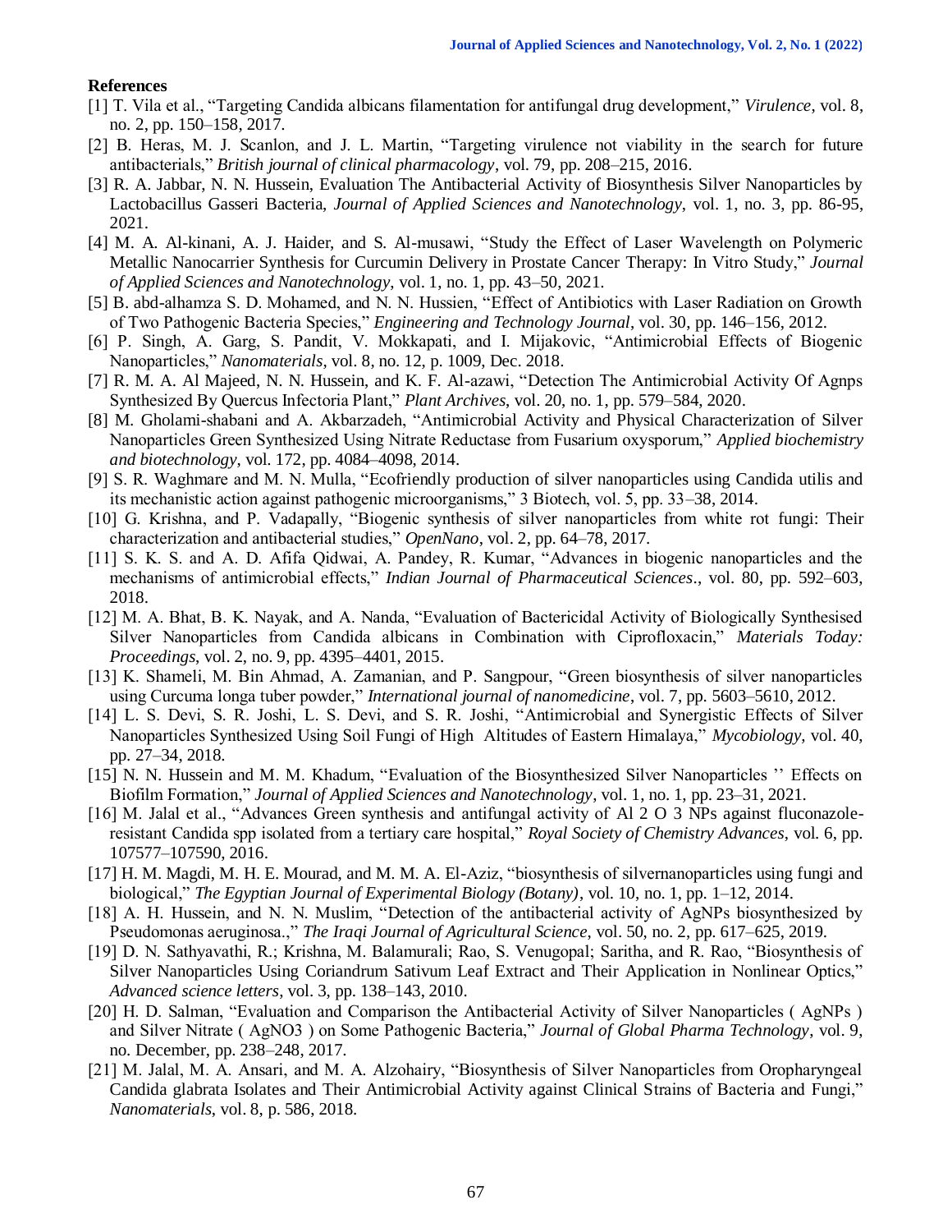**References**

[1] T. Vila et al., "Targeting Candida albicans filamentation for antifungal drug development," *Virulence*, vol. 8, no. 2, pp. 150–158, 2017.

[2] B. Heras, M. J. Scanlon, and J. L. Martin, "Targeting virulence not viability in the search for future antibacterials," *British journal of clinical pharmacology*, vol. 79, pp. 208–215, 2016.

[3] R. A. Jabbar, N. N. Hussein, Evaluation The Antibacterial Activity of Biosynthesis Silver Nanoparticles by Lactobacillus Gasseri Bacteria, *Journal of Applied Sciences and Nanotechnology*, vol. 1, no. 3, pp. 86-95, 2021.

[4] M. A. Al-kinani, A. J. Haider, and S. Al-musawi, "Study the Effect of Laser Wavelength on Polymeric Metallic Nanocarrier Synthesis for Curcumin Delivery in Prostate Cancer Therapy: In Vitro Study," *Journal of Applied Sciences and Nanotechnology*, vol. 1, no. 1, pp. 43–50, 2021.

[5] B. abd-alhamza S. D. Mohamed, and N. N. Hussien, "Effect of Antibiotics with Laser Radiation on Growth of Two Pathogenic Bacteria Species," *Engineering and Technology Journal*, vol. 30, pp. 146–156, 2012.

[6] P. Singh, A. Garg, S. Pandit, V. Mokkapati, and I. Mijakovic, "Antimicrobial Effects of Biogenic Nanoparticles," *Nanomaterials*, vol. 8, no. 12, p. 1009, Dec. 2018.

[7] R. M. A. Al Majeed, N. N. Hussein, and K. F. Al-azawi, "Detection The Antimicrobial Activity Of Agnps Synthesized By Quercus Infectoria Plant," *Plant Archives*, vol. 20, no. 1, pp. 579–584, 2020.

[8] M. Gholami-shabani and A. Akbarzadeh, "Antimicrobial Activity and Physical Characterization of Silver Nanoparticles Green Synthesized Using Nitrate Reductase from Fusarium oxysporum," *Applied biochemistry and biotechnology*, vol. 172, pp. 4084–4098, 2014.

[9] S. R. Waghmare and M. N. Mulla, "Ecofriendly production of silver nanoparticles using Candida utilis and its mechanistic action against pathogenic microorganisms," 3 Biotech, vol. 5, pp. 33–38, 2014.

[10] G. Krishna, and P. Vadapally, "Biogenic synthesis of silver nanoparticles from white rot fungi: Their characterization and antibacterial studies," *OpenNano*, vol. 2, pp. 64–78, 2017.

[11] S. K. S. and A. D. Afifa Qidwai, A. Pandey, R. Kumar, "Advances in biogenic nanoparticles and the mechanisms of antimicrobial effects," *Indian Journal of Pharmaceutical Sciences*., vol. 80, pp. 592–603, 2018.

[12] M. A. Bhat, B. K. Nayak, and A. Nanda, "Evaluation of Bactericidal Activity of Biologically Synthesised Silver Nanoparticles from Candida albicans in Combination with Ciprofloxacin," *Materials Today: Proceedings*, vol. 2, no. 9, pp. 4395–4401, 2015.

[13] K. Shameli, M. Bin Ahmad, A. Zamanian, and P. Sangpour, "Green biosynthesis of silver nanoparticles using Curcuma longa tuber powder," *International journal of nanomedicine*, vol. 7, pp. 5603–5610, 2012.

[14] L. S. Devi, S. R. Joshi, L. S. Devi, and S. R. Joshi, "Antimicrobial and Synergistic Effects of Silver Nanoparticles Synthesized Using Soil Fungi of High Altitudes of Eastern Himalaya," *Mycobiology*, vol. 40, pp. 27–34, 2018.

[15] N. N. Hussein and M. M. Khadum, "Evaluation of the Biosynthesized Silver Nanoparticles '' Effects on Biofilm Formation," *Journal of Applied Sciences and Nanotechnology*, vol. 1, no. 1, pp. 23–31, 2021.

[16] M. Jalal et al., "Advances Green synthesis and antifungal activity of Al 2 O 3 NPs against fluconazole-resistant Candida spp isolated from a tertiary care hospital," *Royal Society of Chemistry Advances*, vol. 6, pp. 107577–107590, 2016.

[17] H. M. Magdi, M. H. E. Mourad, and M. M. A. El-Aziz, "biosynthesis of silvernanoparticles using fungi and biological," *The Egyptian Journal of Experimental Biology (Botany)*, vol. 10, no. 1, pp. 1–12, 2014.

[18] A. H. Hussein, and N. N. Muslim, "Detection of the antibacterial activity of AgNPs biosynthesized by Pseudomonas aeruginosa.," *The Iraqi Journal of Agricultural Science*, vol. 50, no. 2, pp. 617–625, 2019.

[19] D. N. Sathyavathi, R.; Krishna, M. Balamurali; Rao, S. Venugopal; Saritha, and R. Rao, "Biosynthesis of Silver Nanoparticles Using Coriandrum Sativum Leaf Extract and Their Application in Nonlinear Optics," *Advanced science letters*, vol. 3, pp. 138–143, 2010.

[20] H. D. Salman, "Evaluation and Comparison the Antibacterial Activity of Silver Nanoparticles ( AgNPs ) and Silver Nitrate ( AgNO3 ) on Some Pathogenic Bacteria," *Journal of Global Pharma Technology*, vol. 9, no. December, pp. 238–248, 2017.

[21] M. Jalal, M. A. Ansari, and M. A. Alzohairy, "Biosynthesis of Silver Nanoparticles from Oropharyngeal Candida glabrata Isolates and Their Antimicrobial Activity against Clinical Strains of Bacteria and Fungi," *Nanomaterials*, vol. 8, p. 586, 2018.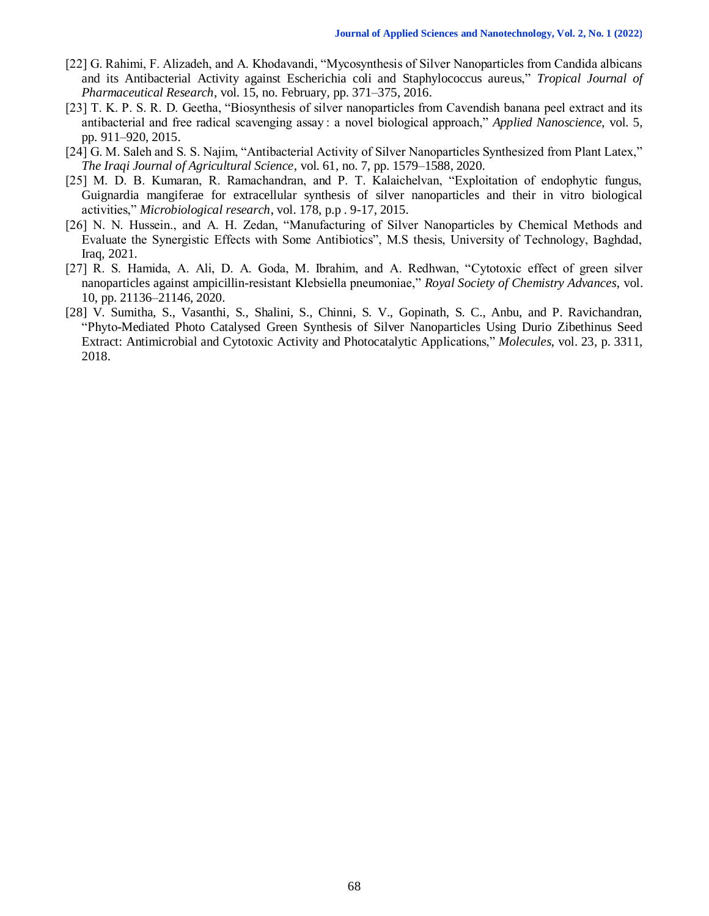[22] G. Rahimi, F. Alizadeh, and A. Khodavandi, "Mycosynthesis of Silver Nanoparticles from Candida albicans and its Antibacterial Activity against Escherichia coli and Staphylococcus aureus," *Tropical Journal of Pharmaceutical Research*, vol. 15, no. February, pp. 371–375, 2016.

[23] T. K. P. S. R. D. Geetha, "Biosynthesis of silver nanoparticles from Cavendish banana peel extract and its antibacterial and free radical scavenging assay : a novel biological approach," *Applied Nanoscience*, vol. 5, pp. 911–920, 2015.

[24] G. M. Saleh and S. S. Najim, "Antibacterial Activity of Silver Nanoparticles Synthesized from Plant Latex," *The Iraqi Journal of Agricultural Science*, vol. 61, no. 7, pp. 1579–1588, 2020.

[25] M. D. B. Kumaran, R. Ramachandran, and P. T. Kalaichelvan, "Exploitation of endophytic fungus, Guignardia mangiferae for extracellular synthesis of silver nanoparticles and their in vitro biological activities," *Microbiological research*, vol. 178, p.p . 9-17, 2015.

[26] N. N. Hussein., and A. H. Zedan, "Manufacturing of Silver Nanoparticles by Chemical Methods and Evaluate the Synergistic Effects with Some Antibiotics", M.S thesis, University of Technology, Baghdad, Iraq, 2021.

[27] R. S. Hamida, A. Ali, D. A. Goda, M. Ibrahim, and A. Redhwan, "Cytotoxic effect of green silver nanoparticles against ampicillin-resistant Klebsiella pneumoniae," *Royal Society of Chemistry Advances*, vol. 10, pp. 21136–21146, 2020.

[28] V. Sumitha, S., Vasanthi, S., Shalini, S., Chinni, S. V., Gopinath, S. C., Anbu, and P. Ravichandran, "Phyto-Mediated Photo Catalysed Green Synthesis of Silver Nanoparticles Using Durio Zibethinus Seed Extract: Antimicrobial and Cytotoxic Activity and Photocatalytic Applications," *Molecules*, vol. 23, p. 3311, 2018.